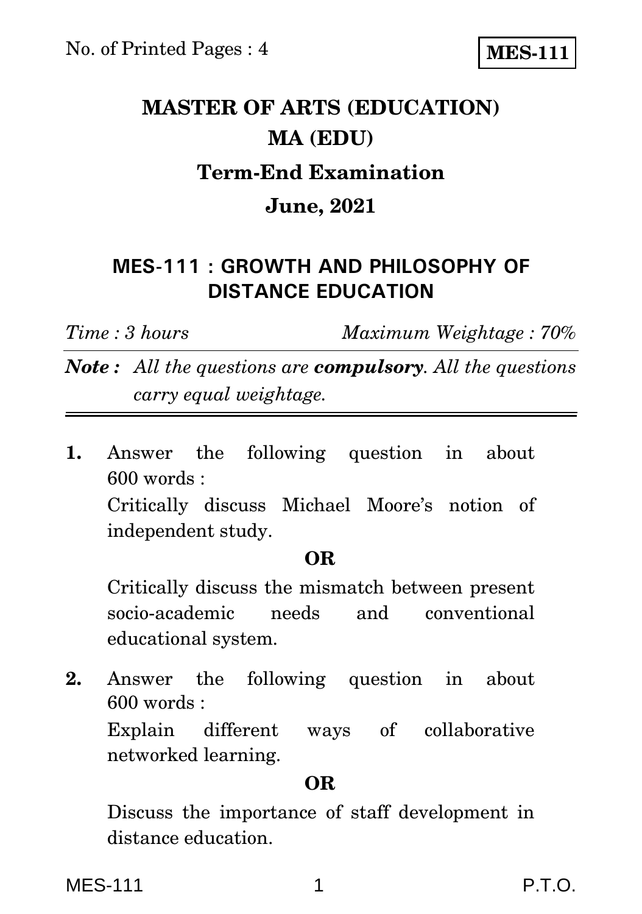No. of Printed Pages : 4

**MES-111**

# MASTER OF ARTS (EDUCATION)

# MA (EDU)

## Term-End Examination

## June, 2021

### MES-111 : GROWTH AND PHILOSOPHY OF DISTANCE EDUCATION

*Time : 3 hours* *Maximum Weightage : 70%*

***Note :*** *All the questions are **compulsory**. All the questions carry equal weightage.*

---

**1.** Answer the following question in about 600 words :

Critically discuss Michael Moore's notion of independent study.

**OR**

Critically discuss the mismatch between present socio-academic needs and conventional educational system.

**2.** Answer the following question in about 600 words :

Explain different ways of collaborative networked learning.

**OR**

Discuss the importance of staff development in distance education.

P.T.O.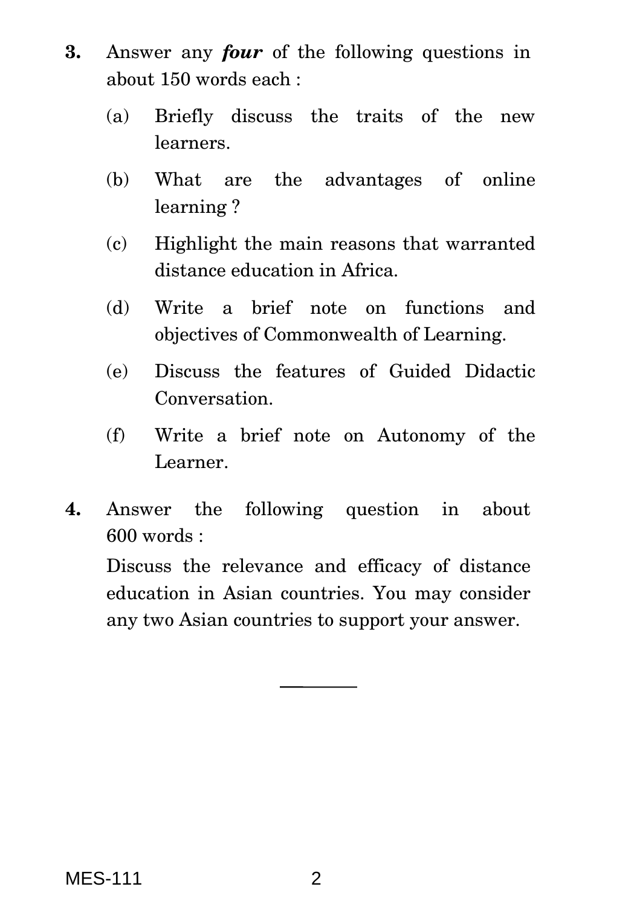**3.** Answer any ***four*** of the following questions in about 150 words each :

(a) Briefly discuss the traits of the new learners.

(b) What are the advantages of online learning ?

(c) Highlight the main reasons that warranted distance education in Africa.

(d) Write a brief note on functions and objectives of Commonwealth of Learning.

(e) Discuss the features of Guided Didactic Conversation.

(f) Write a brief note on Autonomy of the Learner.

**4.** Answer the following question in about 600 words :

Discuss the relevance and efficacy of distance education in Asian countries. You may consider any two Asian countries to support your answer.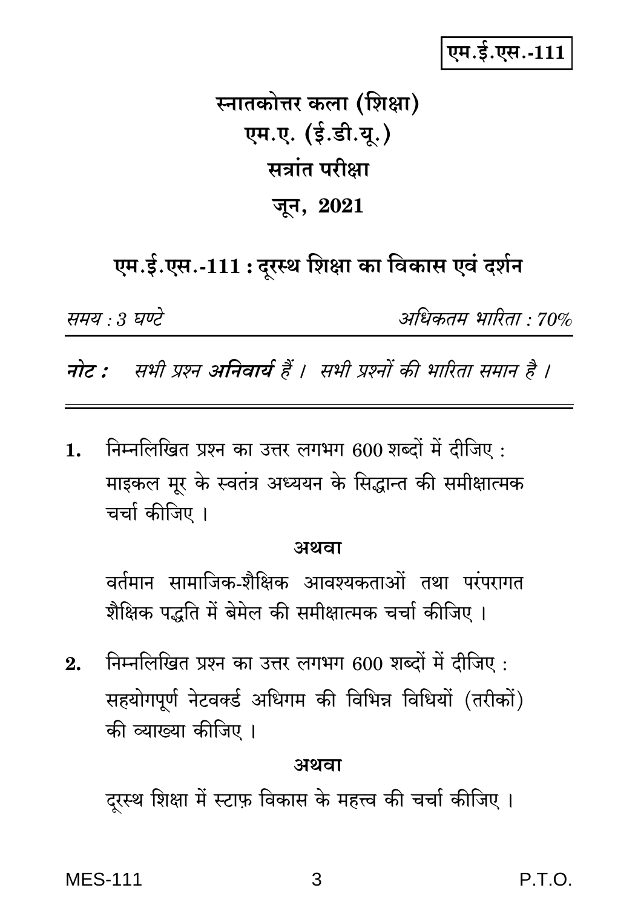एम.ई.एस.-111

# स्नातकोत्तर कला (शिक्षा)

## एम.ए. (ई.डी.यू.)

## सत्रांत परीक्षा

## जून, 2021

## एम.ई.एस.-111 : दूरस्थ शिक्षा का विकास एवं दर्शन

*समय : 3 घण्टे* *अधिकतम भारिता : 70%*

***नोट :*** *सभी प्रश्न **अनिवार्य** हैं । सभी प्रश्नों की भारिता समान है ।*

---

**1.** निम्नलिखित प्रश्न का उत्तर लगभग 600 शब्दों में दीजिए :

माइकल मूर के स्वतंत्र अध्ययन के सिद्धान्त की समीक्षात्मक चर्चा कीजिए ।

**अथवा**

वर्तमान सामाजिक-शैक्षिक आवश्यकताओं तथा परंपरागत शैक्षिक पद्धति में बेमेल की समीक्षात्मक चर्चा कीजिए ।

**2.** निम्नलिखित प्रश्न का उत्तर लगभग 600 शब्दों में दीजिए :

सहयोगपूर्ण नेटवर्क्ड अधिगम की विभिन्न विधियों (तरीकों) की व्याख्या कीजिए ।

**अथवा**

दूरस्थ शिक्षा में स्टाफ़ विकास के महत्त्व की चर्चा कीजिए ।

P.T.O.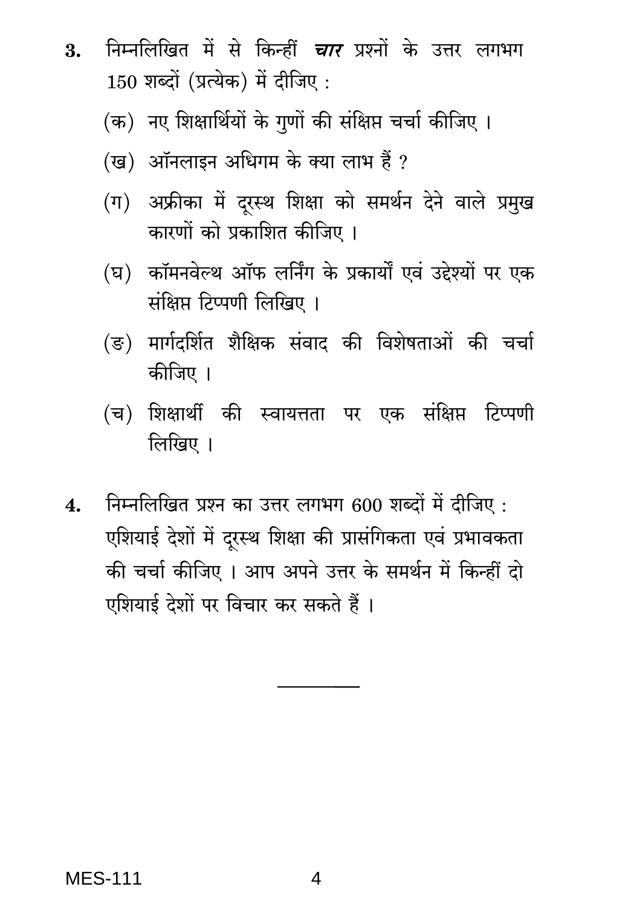3. निम्नलिखित में से किन्हीं ***चार*** प्रश्नों के उत्तर लगभग 150 शब्दों (प्रत्येक) में दीजिए :

   (क) नए शिक्षार्थियों के गुणों की संक्षिप्त चर्चा कीजिए ।

   (ख) ऑनलाइन अधिगम के क्या लाभ हैं ?

   (ग) अफ्रीका में दूरस्थ शिक्षा को समर्थन देने वाले प्रमुख कारणों को प्रकाशित कीजिए ।

   (घ) कॉमनवेल्थ ऑफ लर्निंग के प्रकार्यों एवं उद्देश्यों पर एक संक्षिप्त टिप्पणी लिखिए ।

   (ङ) मार्गदर्शित शैक्षिक संवाद की विशेषताओं की चर्चा कीजिए ।

   (च) शिक्षार्थी की स्वायत्तता पर एक संक्षिप्त टिप्पणी लिखिए ।

4. निम्नलिखित प्रश्न का उत्तर लगभग 600 शब्दों में दीजिए :
   एशियाई देशों में दूरस्थ शिक्षा की प्रासंगिकता एवं प्रभावकता की चर्चा कीजिए । आप अपने उत्तर के समर्थन में किन्हीं दो एशियाई देशों पर विचार कर सकते हैं ।